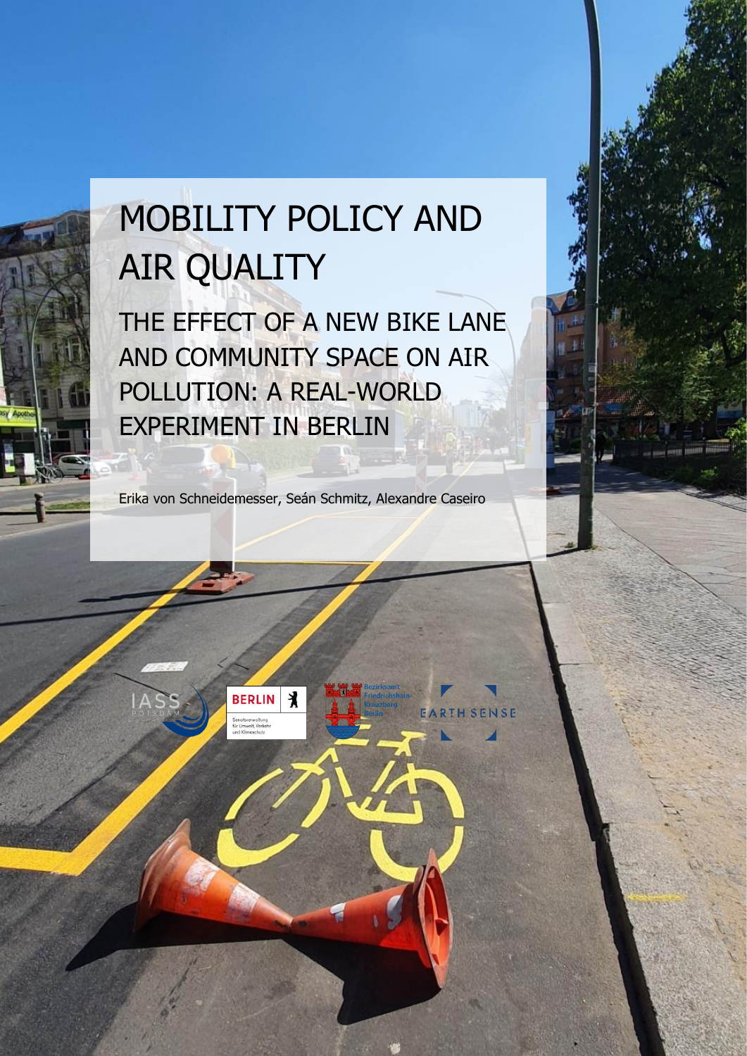# MOBILITY POLICY AND AIR QUALITY

## THE EFFECT OF A NEW BIKE LANE AND COMMUNITY SPACE ON AIR POLLUTION: A REAL-WORLD EXPERIMENT IN BERLIN

Erika von Schneidemesser, Seán Schmitz, Alexandre Caseiro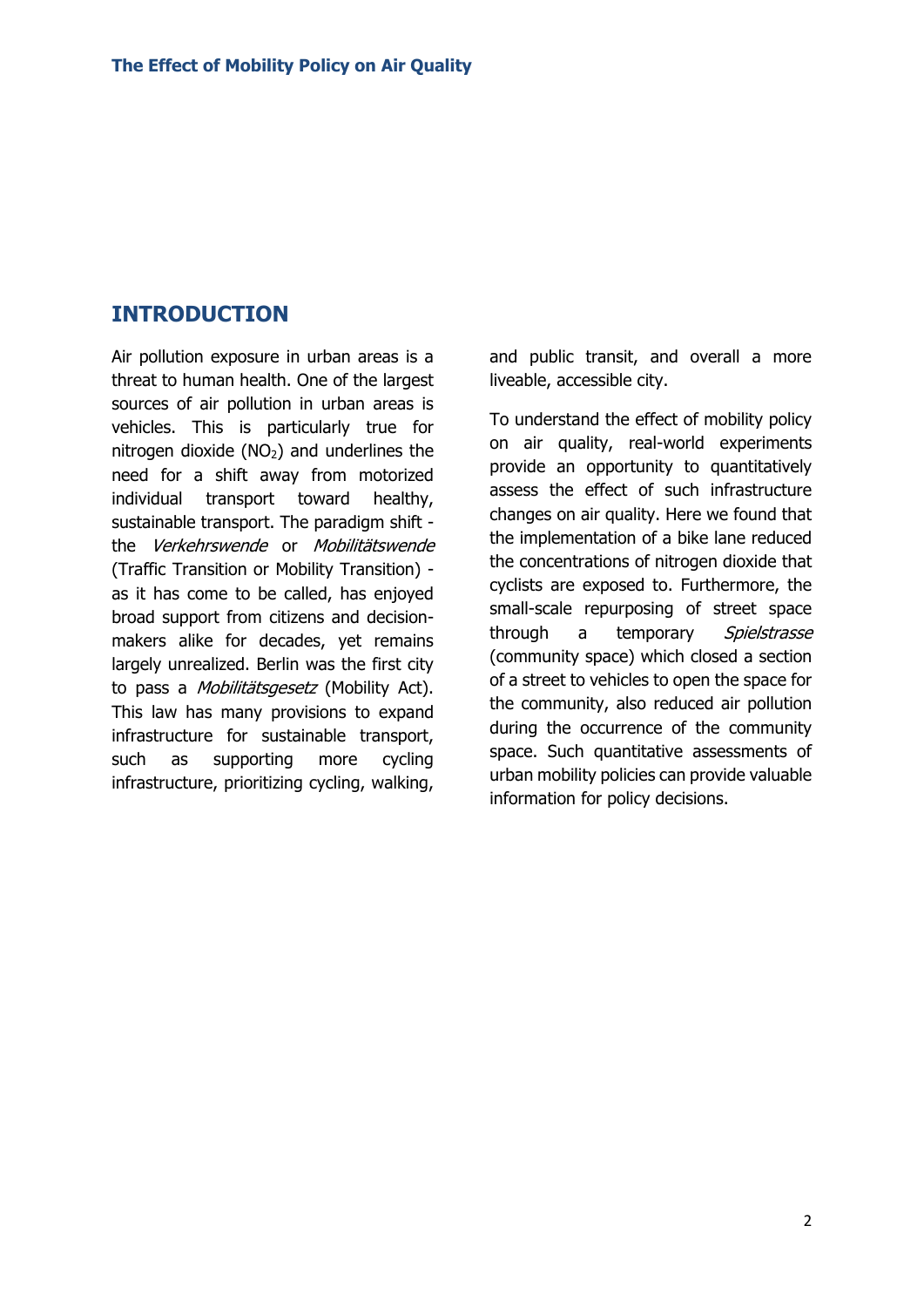## INTRODUCTION

Air pollution exposure in urban areas is a threat to human health. One of the largest sources of air pollution in urban areas is vehicles. This is particularly true for nitrogen dioxide ($NO_2$) and underlines the need for a shift away from motorized individual transport toward healthy, sustainable transport. The paradigm shift - the *Verkehrswende* or *Mobilitätswende* (Traffic Transition or Mobility Transition) - as it has come to be called, has enjoyed broad support from citizens and decision-makers alike for decades, yet remains largely unrealized. Berlin was the first city to pass a *Mobilitätsgesetz* (Mobility Act). This law has many provisions to expand infrastructure for sustainable transport, such as supporting more cycling infrastructure, prioritizing cycling, walking, and public transit, and overall a more liveable, accessible city.

To understand the effect of mobility policy on air quality, real-world experiments provide an opportunity to quantitatively assess the effect of such infrastructure changes on air quality. Here we found that the implementation of a bike lane reduced the concentrations of nitrogen dioxide that cyclists are exposed to. Furthermore, the small-scale repurposing of street space through a temporary *Spielstrasse* (community space) which closed a section of a street to vehicles to open the space for the community, also reduced air pollution during the occurrence of the community space. Such quantitative assessments of urban mobility policies can provide valuable information for policy decisions.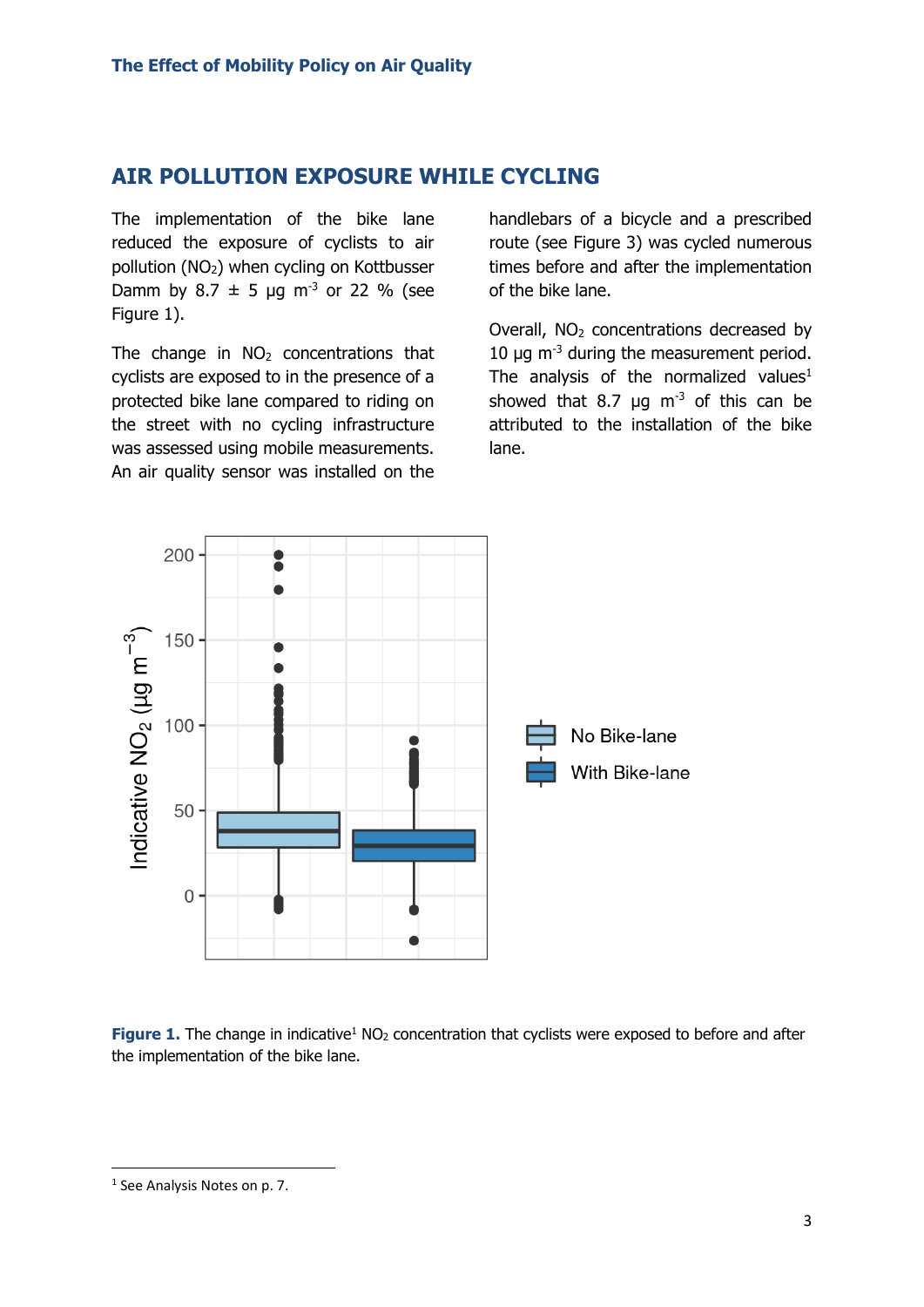## AIR POLLUTION EXPOSURE WHILE CYCLING

The implementation of the bike lane reduced the exposure of cyclists to air pollution ($NO_2$) when cycling on Kottbusser Damm by 8.7 ± 5 µg $m^{-3}$ or 22 % (see Figure 1).

The change in $NO_2$ concentrations that cyclists are exposed to in the presence of a protected bike lane compared to riding on the street with no cycling infrastructure was assessed using mobile measurements. An air quality sensor was installed on the handlebars of a bicycle and a prescribed route (see Figure 3) was cycled numerous times before and after the implementation of the bike lane.

Overall, $NO_2$ concentrations decreased by 10 µg $m^{-3}$ during the measurement period. The analysis of the normalized values[1] showed that 8.7 µg $m^{-3}$ of this can be attributed to the installation of the bike lane.

**Figure 1.** The change in indicative[1] $NO_2$ concentration that cyclists were exposed to before and after the implementation of the bike lane.

[1] See Analysis Notes on p. 7.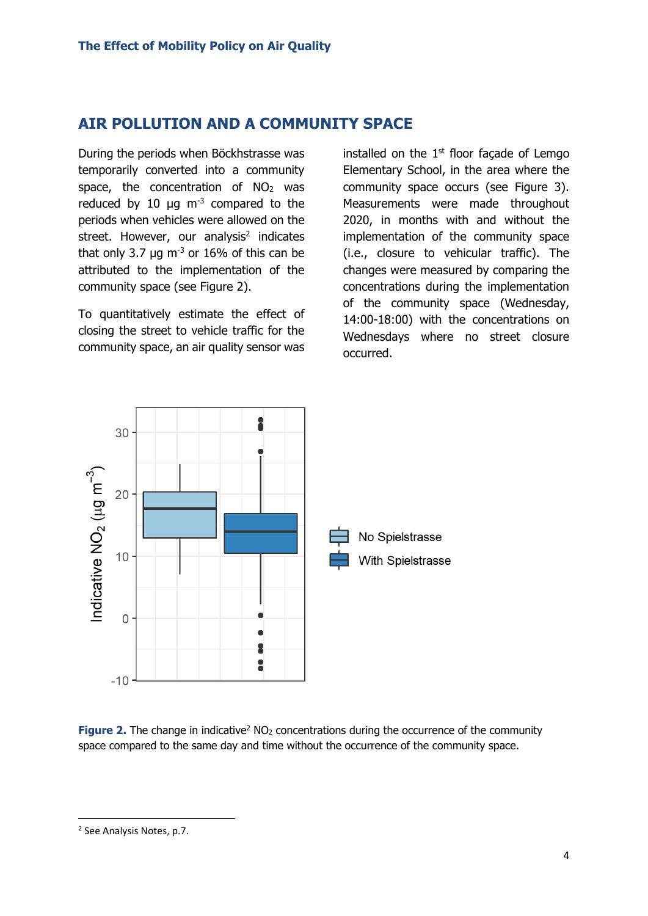## AIR POLLUTION AND A COMMUNITY SPACE

During the periods when Böckhstrasse was temporarily converted into a community space, the concentration of $NO_2$ was reduced by 10 µg $m^{-3}$ compared to the periods when vehicles were allowed on the street. However, our analysis[2] indicates that only 3.7 µg $m^{-3}$ or 16% of this can be attributed to the implementation of the community space (see Figure 2).

To quantitatively estimate the effect of closing the street to vehicle traffic for the community space, an air quality sensor was installed on the 1st floor façade of Lemgo Elementary School, in the area where the community space occurs (see Figure 3). Measurements were made throughout 2020, in months with and without the implementation of the community space (i.e., closure to vehicular traffic). The changes were measured by comparing the concentrations during the implementation of the community space (Wednesday, 14:00-18:00) with the concentrations on Wednesdays where no street closure occurred.

**Figure 2.** The change in indicative[2] $NO_2$ concentrations during the occurrence of the community space compared to the same day and time without the occurrence of the community space.

[2] See Analysis Notes, p.7.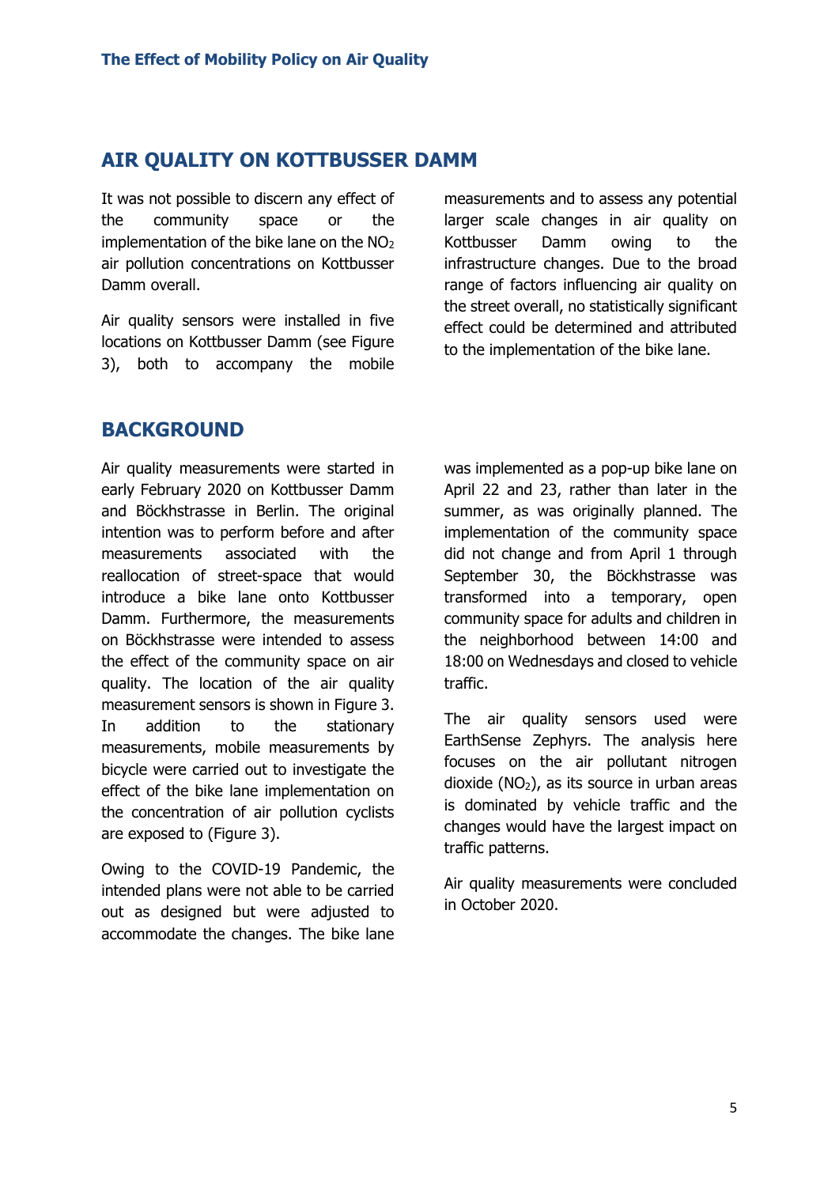## AIR QUALITY ON KOTTBUSSER DAMM

It was not possible to discern any effect of the community space or the implementation of the bike lane on the $NO_2$ air pollution concentrations on Kottbusser Damm overall.

Air quality sensors were installed in five locations on Kottbusser Damm (see Figure 3), both to accompany the mobile measurements and to assess any potential larger scale changes in air quality on Kottbusser Damm owing to the infrastructure changes. Due to the broad range of factors influencing air quality on the street overall, no statistically significant effect could be determined and attributed to the implementation of the bike lane.

## BACKGROUND

Air quality measurements were started in early February 2020 on Kottbusser Damm and Böckhstrasse in Berlin. The original intention was to perform before and after measurements associated with the reallocation of street-space that would introduce a bike lane onto Kottbusser Damm. Furthermore, the measurements on Böckhstrasse were intended to assess the effect of the community space on air quality. The location of the air quality measurement sensors is shown in Figure 3. In addition to the stationary measurements, mobile measurements by bicycle were carried out to investigate the effect of the bike lane implementation on the concentration of air pollution cyclists are exposed to (Figure 3).

Owing to the COVID-19 Pandemic, the intended plans were not able to be carried out as designed but were adjusted to accommodate the changes. The bike lane was implemented as a pop-up bike lane on April 22 and 23, rather than later in the summer, as was originally planned. The implementation of the community space did not change and from April 1 through September 30, the Böckhstrasse was transformed into a temporary, open community space for adults and children in the neighborhood between 14:00 and 18:00 on Wednesdays and closed to vehicle traffic.

The air quality sensors used were EarthSense Zephyrs. The analysis here focuses on the air pollutant nitrogen dioxide ($NO_2$), as its source in urban areas is dominated by vehicle traffic and the changes would have the largest impact on traffic patterns.

Air quality measurements were concluded in October 2020.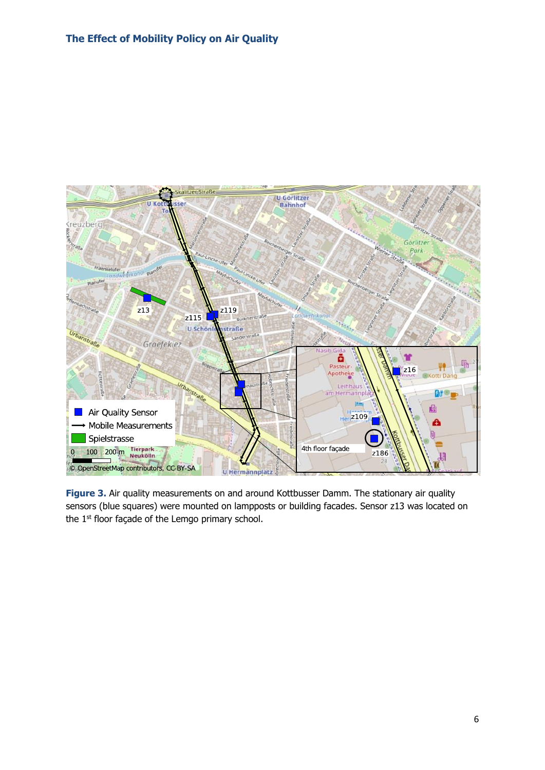**Figure 3.** Air quality measurements on and around Kottbusser Damm. The stationary air quality sensors (blue squares) were mounted on lampposts or building facades. Sensor z13 was located on the 1st floor façade of the Lemgo primary school.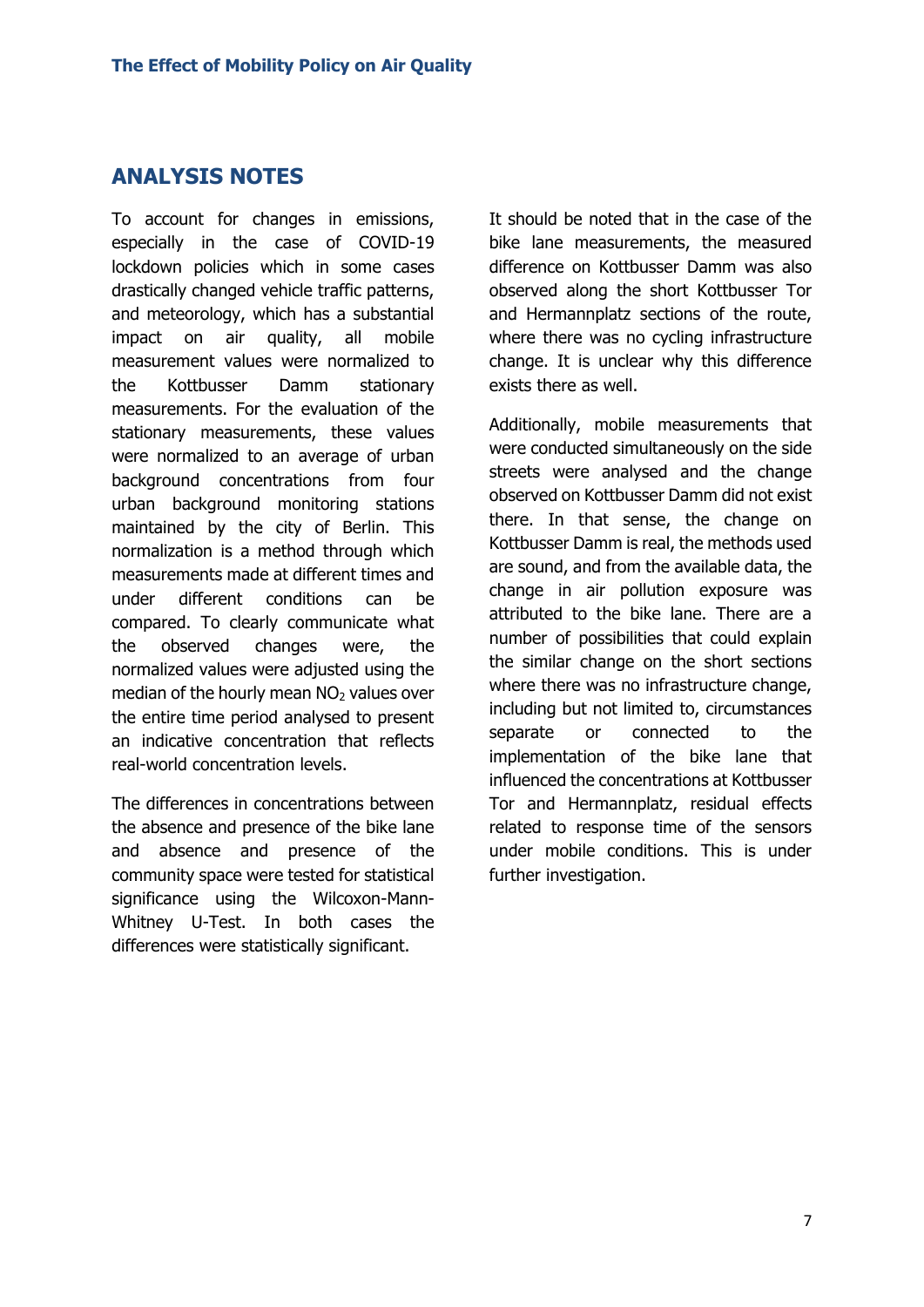## ANALYSIS NOTES

To account for changes in emissions, especially in the case of COVID-19 lockdown policies which in some cases drastically changed vehicle traffic patterns, and meteorology, which has a substantial impact on air quality, all mobile measurement values were normalized to the Kottbusser Damm stationary measurements. For the evaluation of the stationary measurements, these values were normalized to an average of urban background concentrations from four urban background monitoring stations maintained by the city of Berlin. This normalization is a method through which measurements made at different times and under different conditions can be compared. To clearly communicate what the observed changes were, the normalized values were adjusted using the median of the hourly mean $NO_2$ values over the entire time period analysed to present an indicative concentration that reflects real-world concentration levels.

The differences in concentrations between the absence and presence of the bike lane and absence and presence of the community space were tested for statistical significance using the Wilcoxon-Mann-Whitney U-Test. In both cases the differences were statistically significant.

It should be noted that in the case of the bike lane measurements, the measured difference on Kottbusser Damm was also observed along the short Kottbusser Tor and Hermannplatz sections of the route, where there was no cycling infrastructure change. It is unclear why this difference exists there as well.

Additionally, mobile measurements that were conducted simultaneously on the side streets were analysed and the change observed on Kottbusser Damm did not exist there. In that sense, the change on Kottbusser Damm is real, the methods used are sound, and from the available data, the change in air pollution exposure was attributed to the bike lane. There are a number of possibilities that could explain the similar change on the short sections where there was no infrastructure change, including but not limited to, circumstances separate or connected to the implementation of the bike lane that influenced the concentrations at Kottbusser Tor and Hermannplatz, residual effects related to response time of the sensors under mobile conditions. This is under further investigation.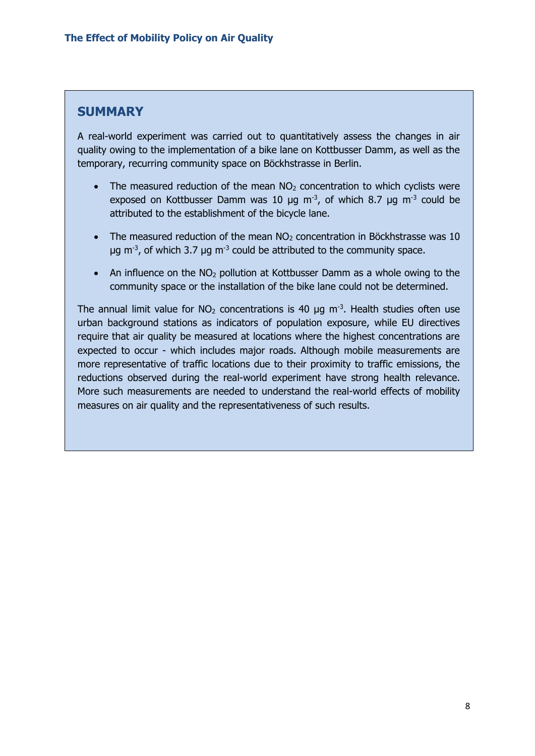## SUMMARY

A real-world experiment was carried out to quantitatively assess the changes in air quality owing to the implementation of a bike lane on Kottbusser Damm, as well as the temporary, recurring community space on Böckhstrasse in Berlin.

- The measured reduction of the mean $NO_2$ concentration to which cyclists were exposed on Kottbusser Damm was 10 µg $m^{-3}$, of which 8.7 µg $m^{-3}$ could be attributed to the establishment of the bicycle lane.
- The measured reduction of the mean $NO_2$ concentration in Böckhstrasse was 10 µg $m^{-3}$, of which 3.7 µg $m^{-3}$ could be attributed to the community space.
- An influence on the $NO_2$ pollution at Kottbusser Damm as a whole owing to the community space or the installation of the bike lane could not be determined.

The annual limit value for $NO_2$ concentrations is 40 µg $m^{-3}$. Health studies often use urban background stations as indicators of population exposure, while EU directives require that air quality be measured at locations where the highest concentrations are expected to occur - which includes major roads. Although mobile measurements are more representative of traffic locations due to their proximity to traffic emissions, the reductions observed during the real-world experiment have strong health relevance. More such measurements are needed to understand the real-world effects of mobility measures on air quality and the representativeness of such results.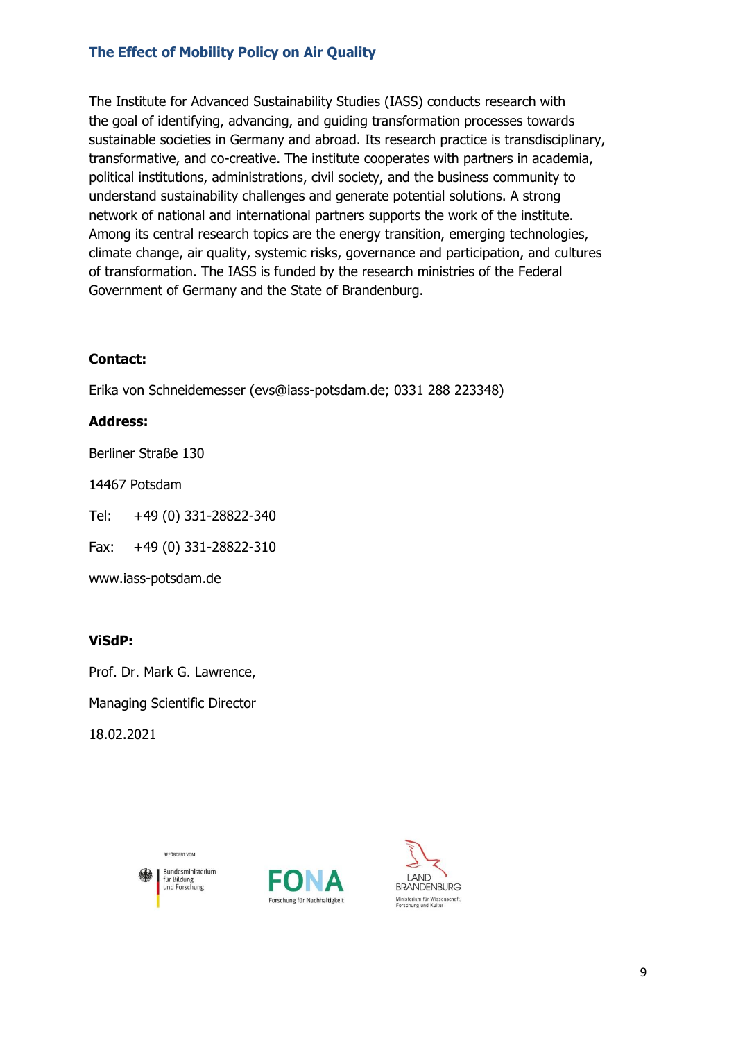The Institute for Advanced Sustainability Studies (IASS) conducts research with the goal of identifying, advancing, and guiding transformation processes towards sustainable societies in Germany and abroad. Its research practice is transdisciplinary, transformative, and co-creative. The institute cooperates with partners in academia, political institutions, administrations, civil society, and the business community to understand sustainability challenges and generate potential solutions. A strong network of national and international partners supports the work of the institute. Among its central research topics are the energy transition, emerging technologies, climate change, air quality, systemic risks, governance and participation, and cultures of transformation. The IASS is funded by the research ministries of the Federal Government of Germany and the State of Brandenburg.

**Contact:**

Erika von Schneidemesser (evs@iass-potsdam.de; 0331 288 223348)

**Address:**

Berliner Straße 130

14467 Potsdam

Tel: +49 (0) 331-28822-340

Fax: +49 (0) 331-28822-310

www.iass-potsdam.de

**ViSdP:**

Prof. Dr. Mark G. Lawrence,

Managing Scientific Director

18.02.2021

GEFÖRDERT VOM

Bundesministerium für Bildung und Forschung

FONA Forschung für Nachhaltigkeit

LAND BRANDENBURG Ministerium für Wissenschaft, Forschung und Kultur